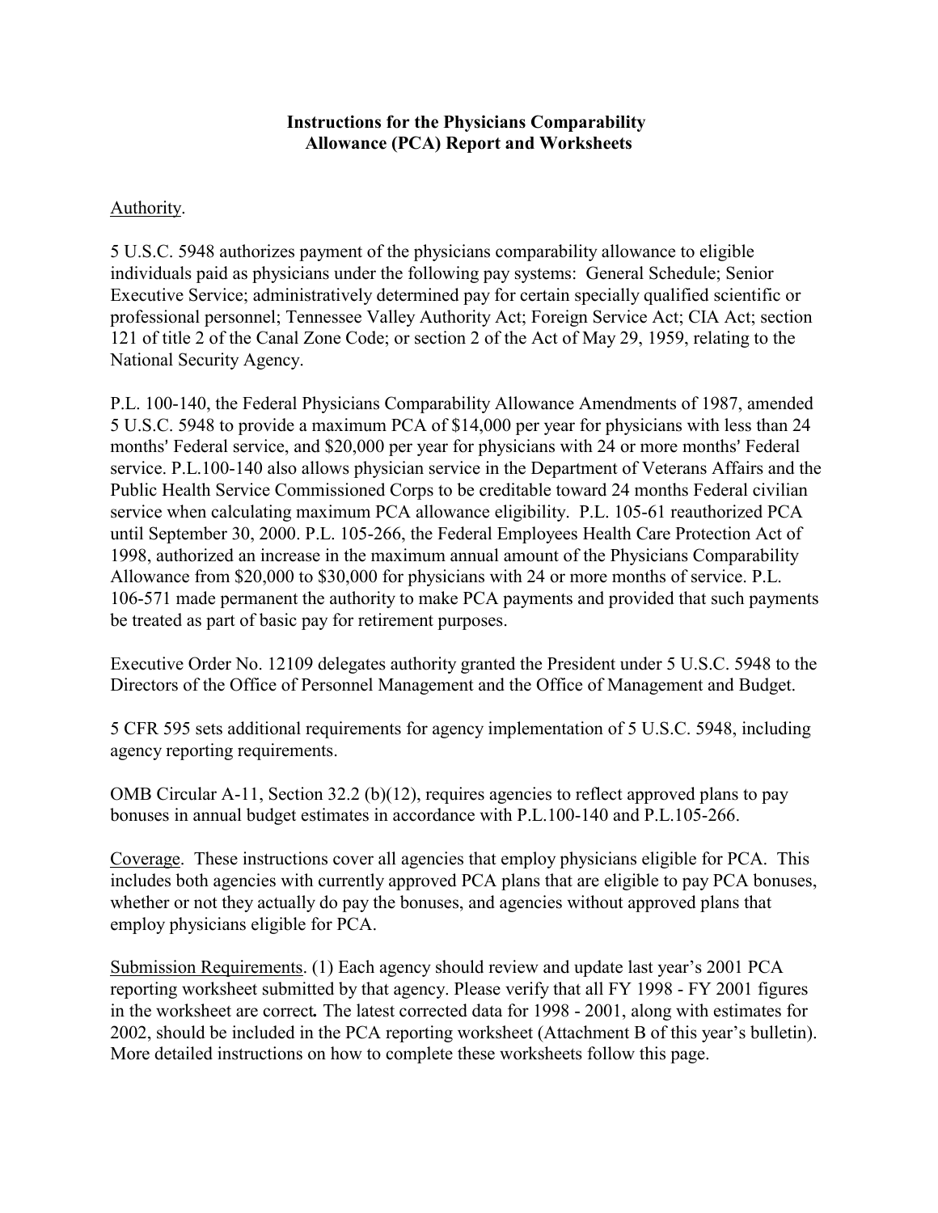# Instructions for the Physicians Comparability Allowance (PCA) Report and Worksheets

Authority.

5 U.S.C. 5948 authorizes payment of the physicians comparability allowance to eligible individuals paid as physicians under the following pay systems: General Schedule; Senior Executive Service; administratively determined pay for certain specially qualified scientific or professional personnel; Tennessee Valley Authority Act; Foreign Service Act; CIA Act; section 121 of title 2 of the Canal Zone Code; or section 2 of the Act of May 29, 1959, relating to the National Security Agency.

P.L. 100-140, the Federal Physicians Comparability Allowance Amendments of 1987, amended 5 U.S.C. 5948 to provide a maximum PCA of $14,000 per year for physicians with less than 24 months' Federal service, and $20,000 per year for physicians with 24 or more months' Federal service. P.L.100-140 also allows physician service in the Department of Veterans Affairs and the Public Health Service Commissioned Corps to be creditable toward 24 months Federal civilian service when calculating maximum PCA allowance eligibility. P.L. 105-61 reauthorized PCA until September 30, 2000. P.L. 105-266, the Federal Employees Health Care Protection Act of 1998, authorized an increase in the maximum annual amount of the Physicians Comparability Allowance from $20,000 to $30,000 for physicians with 24 or more months of service. P.L. 106-571 made permanent the authority to make PCA payments and provided that such payments be treated as part of basic pay for retirement purposes.

Executive Order No. 12109 delegates authority granted the President under 5 U.S.C. 5948 to the Directors of the Office of Personnel Management and the Office of Management and Budget.

5 CFR 595 sets additional requirements for agency implementation of 5 U.S.C. 5948, including agency reporting requirements.

OMB Circular A-11, Section 32.2 (b)(12), requires agencies to reflect approved plans to pay bonuses in annual budget estimates in accordance with P.L.100-140 and P.L.105-266.

Coverage. These instructions cover all agencies that employ physicians eligible for PCA. This includes both agencies with currently approved PCA plans that are eligible to pay PCA bonuses, whether or not they actually do pay the bonuses, and agencies without approved plans that employ physicians eligible for PCA.

Submission Requirements. (1) Each agency should review and update last year's 2001 PCA reporting worksheet submitted by that agency. Please verify that all FY 1998 - FY 2001 figures in the worksheet are correct**.** The latest corrected data for 1998 - 2001, along with estimates for 2002, should be included in the PCA reporting worksheet (Attachment B of this year's bulletin). More detailed instructions on how to complete these worksheets follow this page.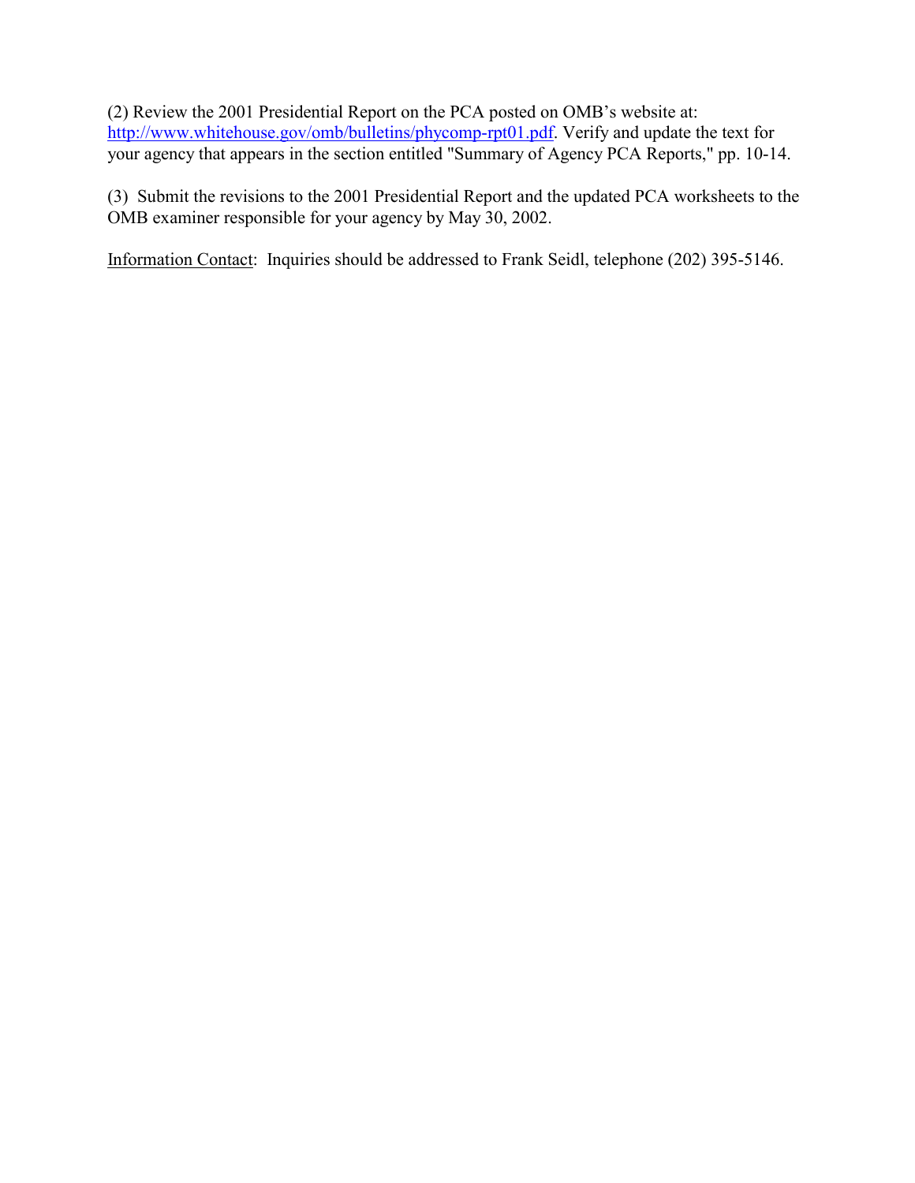(2) Review the 2001 Presidential Report on the PCA posted on OMB's website at: [http://www.whitehouse.gov/omb/bulletins/phycomp-rpt01.pdf](http://www.whitehouse.gov/omb/bulletins/phycomp-rpt01.pdf). Verify and update the text for your agency that appears in the section entitled "Summary of Agency PCA Reports," pp. 10-14.

(3) Submit the revisions to the 2001 Presidential Report and the updated PCA worksheets to the OMB examiner responsible for your agency by May 30, 2002.

Information Contact: Inquiries should be addressed to Frank Seidl, telephone (202) 395-5146.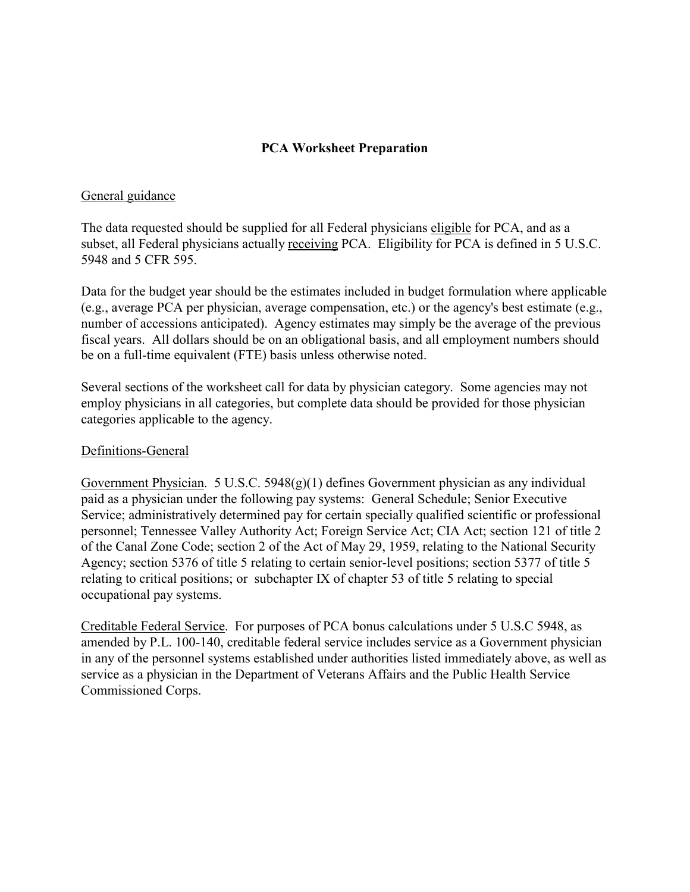# PCA Worksheet Preparation

General guidance

The data requested should be supplied for all Federal physicians eligible for PCA, and as a subset, all Federal physicians actually receiving PCA. Eligibility for PCA is defined in 5 U.S.C. 5948 and 5 CFR 595.

Data for the budget year should be the estimates included in budget formulation where applicable (e.g., average PCA per physician, average compensation, etc.) or the agency's best estimate (e.g., number of accessions anticipated). Agency estimates may simply be the average of the previous fiscal years. All dollars should be on an obligational basis, and all employment numbers should be on a full-time equivalent (FTE) basis unless otherwise noted.

Several sections of the worksheet call for data by physician category. Some agencies may not employ physicians in all categories, but complete data should be provided for those physician categories applicable to the agency.

Definitions-General

Government Physician. 5 U.S.C. 5948(g)(1) defines Government physician as any individual paid as a physician under the following pay systems: General Schedule; Senior Executive Service; administratively determined pay for certain specially qualified scientific or professional personnel; Tennessee Valley Authority Act; Foreign Service Act; CIA Act; section 121 of title 2 of the Canal Zone Code; section 2 of the Act of May 29, 1959, relating to the National Security Agency; section 5376 of title 5 relating to certain senior-level positions; section 5377 of title 5 relating to critical positions; or subchapter IX of chapter 53 of title 5 relating to special occupational pay systems.

Creditable Federal Service. For purposes of PCA bonus calculations under 5 U.S.C 5948, as amended by P.L. 100-140, creditable federal service includes service as a Government physician in any of the personnel systems established under authorities listed immediately above, as well as service as a physician in the Department of Veterans Affairs and the Public Health Service Commissioned Corps.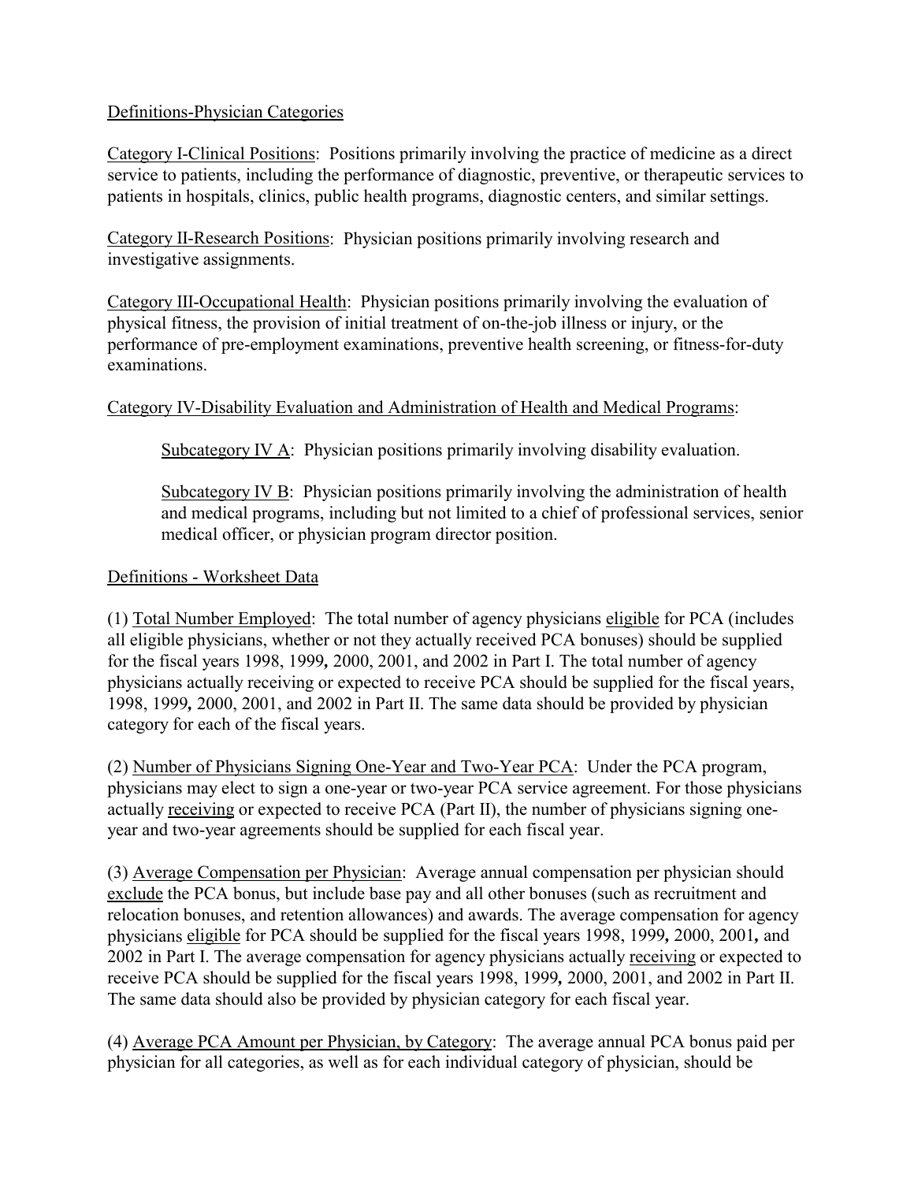Definitions-Physician Categories

Category I-Clinical Positions: Positions primarily involving the practice of medicine as a direct service to patients, including the performance of diagnostic, preventive, or therapeutic services to patients in hospitals, clinics, public health programs, diagnostic centers, and similar settings.

Category II-Research Positions: Physician positions primarily involving research and investigative assignments.

Category III-Occupational Health: Physician positions primarily involving the evaluation of physical fitness, the provision of initial treatment of on-the-job illness or injury, or the performance of pre-employment examinations, preventive health screening, or fitness-for-duty examinations.

Category IV-Disability Evaluation and Administration of Health and Medical Programs:

> Subcategory IV A: Physician positions primarily involving disability evaluation.
>
> Subcategory IV B: Physician positions primarily involving the administration of health and medical programs, including but not limited to a chief of professional services, senior medical officer, or physician program director position.

Definitions - Worksheet Data

(1) Total Number Employed: The total number of agency physicians eligible for PCA (includes all eligible physicians, whether or not they actually received PCA bonuses) should be supplied for the fiscal years 1998, 1999, 2000, 2001, and 2002 in Part I. The total number of agency physicians actually receiving or expected to receive PCA should be supplied for the fiscal years, 1998, 1999, 2000, 2001, and 2002 in Part II. The same data should be provided by physician category for each of the fiscal years.

(2) Number of Physicians Signing One-Year and Two-Year PCA: Under the PCA program, physicians may elect to sign a one-year or two-year PCA service agreement. For those physicians actually receiving or expected to receive PCA (Part II), the number of physicians signing one-year and two-year agreements should be supplied for each fiscal year.

(3) Average Compensation per Physician: Average annual compensation per physician should exclude the PCA bonus, but include base pay and all other bonuses (such as recruitment and relocation bonuses, and retention allowances) and awards. The average compensation for agency physicians eligible for PCA should be supplied for the fiscal years 1998, 1999, 2000, 2001, and 2002 in Part I. The average compensation for agency physicians actually receiving or expected to receive PCA should be supplied for the fiscal years 1998, 1999, 2000, 2001, and 2002 in Part II. The same data should also be provided by physician category for each fiscal year.

(4) Average PCA Amount per Physician, by Category: The average annual PCA bonus paid per physician for all categories, as well as for each individual category of physician, should be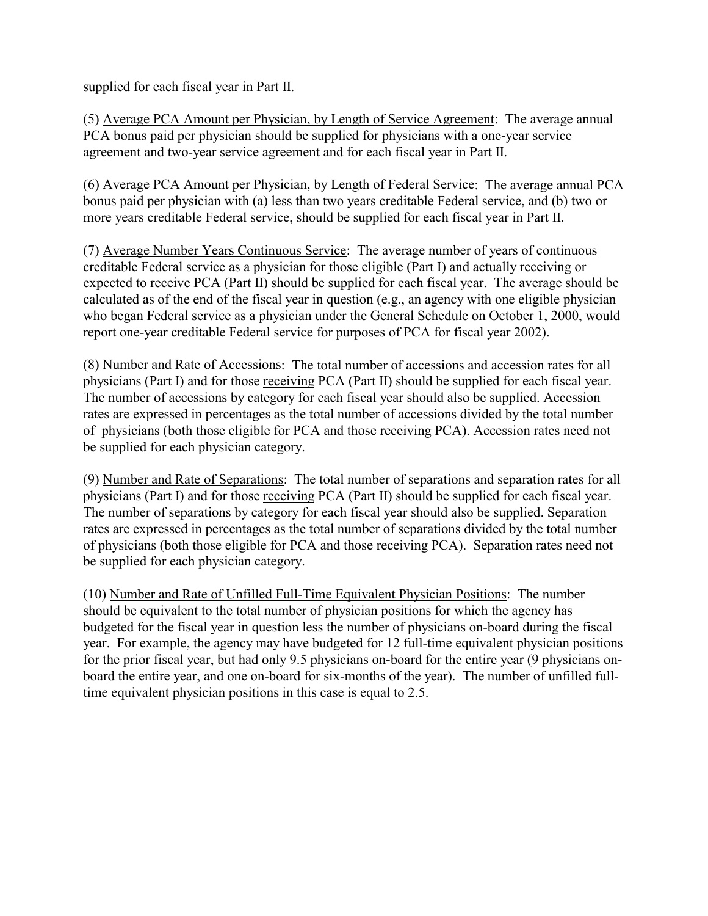supplied for each fiscal year in Part II.

(5) Average PCA Amount per Physician, by Length of Service Agreement: The average annual PCA bonus paid per physician should be supplied for physicians with a one-year service agreement and two-year service agreement and for each fiscal year in Part II.

(6) Average PCA Amount per Physician, by Length of Federal Service: The average annual PCA bonus paid per physician with (a) less than two years creditable Federal service, and (b) two or more years creditable Federal service, should be supplied for each fiscal year in Part II.

(7) Average Number Years Continuous Service: The average number of years of continuous creditable Federal service as a physician for those eligible (Part I) and actually receiving or expected to receive PCA (Part II) should be supplied for each fiscal year. The average should be calculated as of the end of the fiscal year in question (e.g., an agency with one eligible physician who began Federal service as a physician under the General Schedule on October 1, 2000, would report one-year creditable Federal service for purposes of PCA for fiscal year 2002).

(8) Number and Rate of Accessions: The total number of accessions and accession rates for all physicians (Part I) and for those receiving PCA (Part II) should be supplied for each fiscal year. The number of accessions by category for each fiscal year should also be supplied. Accession rates are expressed in percentages as the total number of accessions divided by the total number of physicians (both those eligible for PCA and those receiving PCA). Accession rates need not be supplied for each physician category.

(9) Number and Rate of Separations: The total number of separations and separation rates for all physicians (Part I) and for those receiving PCA (Part II) should be supplied for each fiscal year. The number of separations by category for each fiscal year should also be supplied. Separation rates are expressed in percentages as the total number of separations divided by the total number of physicians (both those eligible for PCA and those receiving PCA). Separation rates need not be supplied for each physician category.

(10) Number and Rate of Unfilled Full-Time Equivalent Physician Positions: The number should be equivalent to the total number of physician positions for which the agency has budgeted for the fiscal year in question less the number of physicians on-board during the fiscal year. For example, the agency may have budgeted for 12 full-time equivalent physician positions for the prior fiscal year, but had only 9.5 physicians on-board for the entire year (9 physicians on-board the entire year, and one on-board for six-months of the year). The number of unfilled full-time equivalent physician positions in this case is equal to 2.5.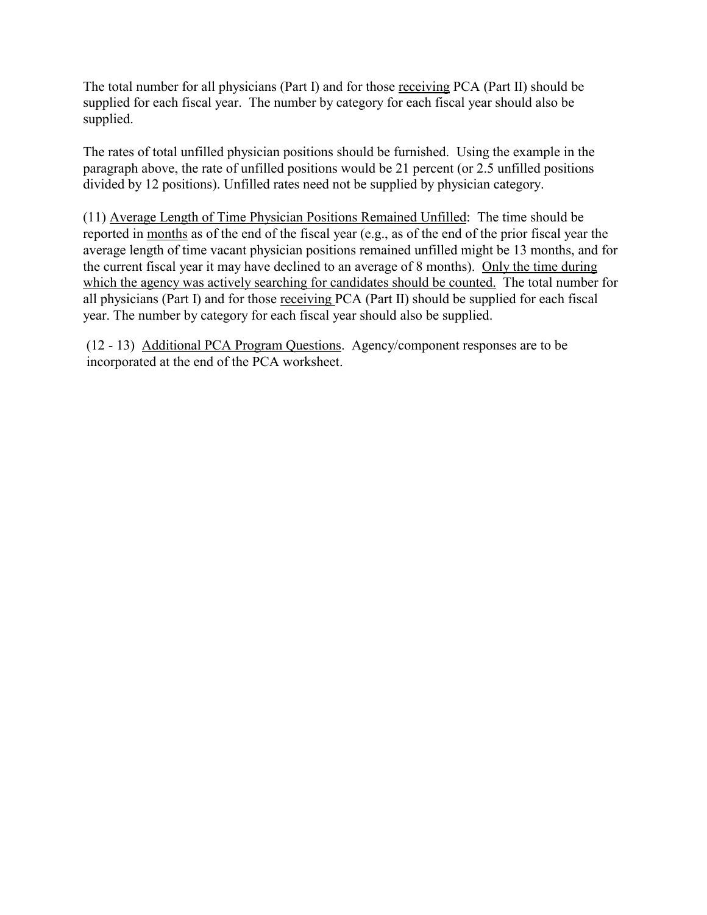The total number for all physicians (Part I) and for those receiving PCA (Part II) should be supplied for each fiscal year. The number by category for each fiscal year should also be supplied.

The rates of total unfilled physician positions should be furnished. Using the example in the paragraph above, the rate of unfilled positions would be 21 percent (or 2.5 unfilled positions divided by 12 positions). Unfilled rates need not be supplied by physician category.

(11) Average Length of Time Physician Positions Remained Unfilled: The time should be reported in months as of the end of the fiscal year (e.g., as of the end of the prior fiscal year the average length of time vacant physician positions remained unfilled might be 13 months, and for the current fiscal year it may have declined to an average of 8 months). Only the time during which the agency was actively searching for candidates should be counted. The total number for all physicians (Part I) and for those receiving PCA (Part II) should be supplied for each fiscal year. The number by category for each fiscal year should also be supplied.

(12 - 13) Additional PCA Program Questions. Agency/component responses are to be incorporated at the end of the PCA worksheet.